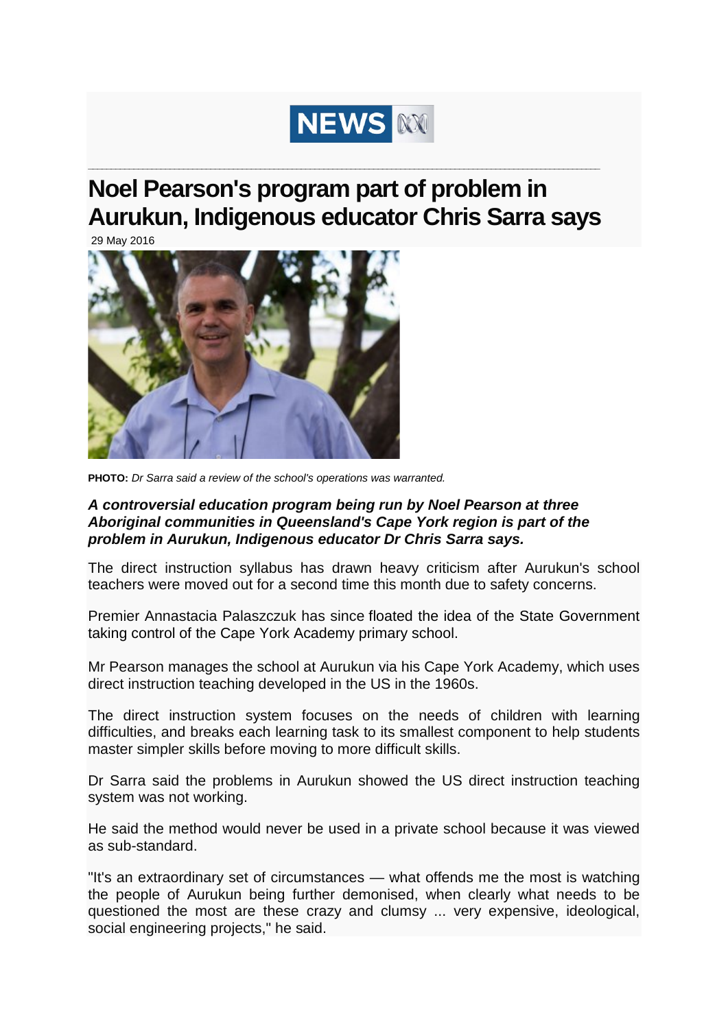# Noel Pearson's program part of problem in Aurukun, Indigenous educator Chris Sarra says

29 May 2016

**PHOTO:** *Dr Sarra said a review of the school's operations was warranted.*

***A controversial education program being run by Noel Pearson at three Aboriginal communities in Queensland's Cape York region is part of the problem in Aurukun, Indigenous educator Dr Chris Sarra says.***

The direct instruction syllabus has drawn heavy criticism after Aurukun's school teachers were moved out for a second time this month due to safety concerns.

Premier Annastacia Palaszczuk has since floated the idea of the State Government taking control of the Cape York Academy primary school.

Mr Pearson manages the school at Aurukun via his Cape York Academy, which uses direct instruction teaching developed in the US in the 1960s.

The direct instruction system focuses on the needs of children with learning difficulties, and breaks each learning task to its smallest component to help students master simpler skills before moving to more difficult skills.

Dr Sarra said the problems in Aurukun showed the US direct instruction teaching system was not working.

He said the method would never be used in a private school because it was viewed as sub-standard.

"It's an extraordinary set of circumstances — what offends me the most is watching the people of Aurukun being further demonised, when clearly what needs to be questioned the most are these crazy and clumsy ... very expensive, ideological, social engineering projects," he said.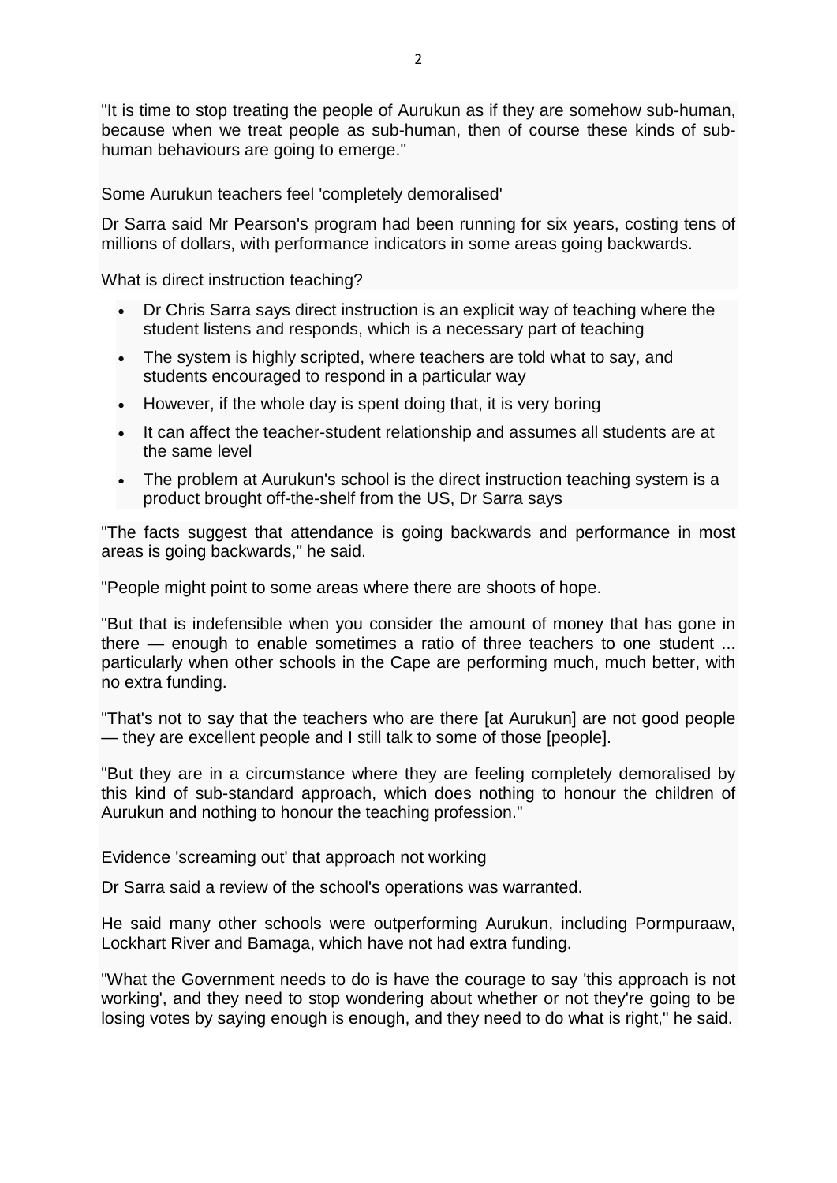"It is time to stop treating the people of Aurukun as if they are somehow sub-human, because when we treat people as sub-human, then of course these kinds of sub-human behaviours are going to emerge."

## Some Aurukun teachers feel 'completely demoralised'

Dr Sarra said Mr Pearson's program had been running for six years, costing tens of millions of dollars, with performance indicators in some areas going backwards.

### What is direct instruction teaching?

- Dr Chris Sarra says direct instruction is an explicit way of teaching where the student listens and responds, which is a necessary part of teaching
- The system is highly scripted, where teachers are told what to say, and students encouraged to respond in a particular way
- However, if the whole day is spent doing that, it is very boring
- It can affect the teacher-student relationship and assumes all students are at the same level
- The problem at Aurukun's school is the direct instruction teaching system is a product brought off-the-shelf from the US, Dr Sarra says

"The facts suggest that attendance is going backwards and performance in most areas is going backwards," he said.

"People might point to some areas where there are shoots of hope.

"But that is indefensible when you consider the amount of money that has gone in there — enough to enable sometimes a ratio of three teachers to one student ... particularly when other schools in the Cape are performing much, much better, with no extra funding.

"That's not to say that the teachers who are there [at Aurukun] are not good people — they are excellent people and I still talk to some of those [people].

"But they are in a circumstance where they are feeling completely demoralised by this kind of sub-standard approach, which does nothing to honour the children of Aurukun and nothing to honour the teaching profession."

## Evidence 'screaming out' that approach not working

Dr Sarra said a review of the school's operations was warranted.

He said many other schools were outperforming Aurukun, including Pormpuraaw, Lockhart River and Bamaga, which have not had extra funding.

"What the Government needs to do is have the courage to say 'this approach is not working', and they need to stop wondering about whether or not they're going to be losing votes by saying enough is enough, and they need to do what is right," he said.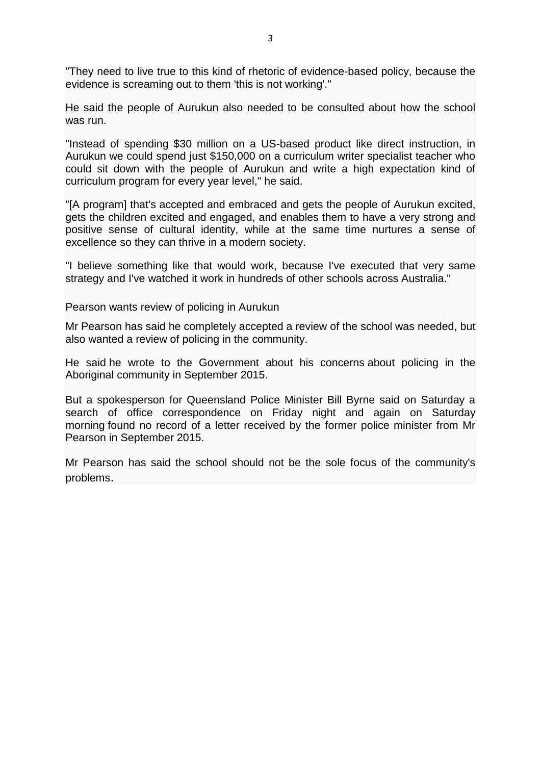"They need to live true to this kind of rhetoric of evidence-based policy, because the evidence is screaming out to them 'this is not working'."

He said the people of Aurukun also needed to be consulted about how the school was run.

"Instead of spending $30 million on a US-based product like direct instruction, in Aurukun we could spend just $150,000 on a curriculum writer specialist teacher who could sit down with the people of Aurukun and write a high expectation kind of curriculum program for every year level," he said.

"[A program] that's accepted and embraced and gets the people of Aurukun excited, gets the children excited and engaged, and enables them to have a very strong and positive sense of cultural identity, while at the same time nurtures a sense of excellence so they can thrive in a modern society.

"I believe something like that would work, because I've executed that very same strategy and I've watched it work in hundreds of other schools across Australia."

Pearson wants review of policing in Aurukun

Mr Pearson has said he completely accepted a review of the school was needed, but also wanted a review of policing in the community.

He said he wrote to the Government about his concerns about policing in the Aboriginal community in September 2015.

But a spokesperson for Queensland Police Minister Bill Byrne said on Saturday a search of office correspondence on Friday night and again on Saturday morning found no record of a letter received by the former police minister from Mr Pearson in September 2015.

Mr Pearson has said the school should not be the sole focus of the community's problems.